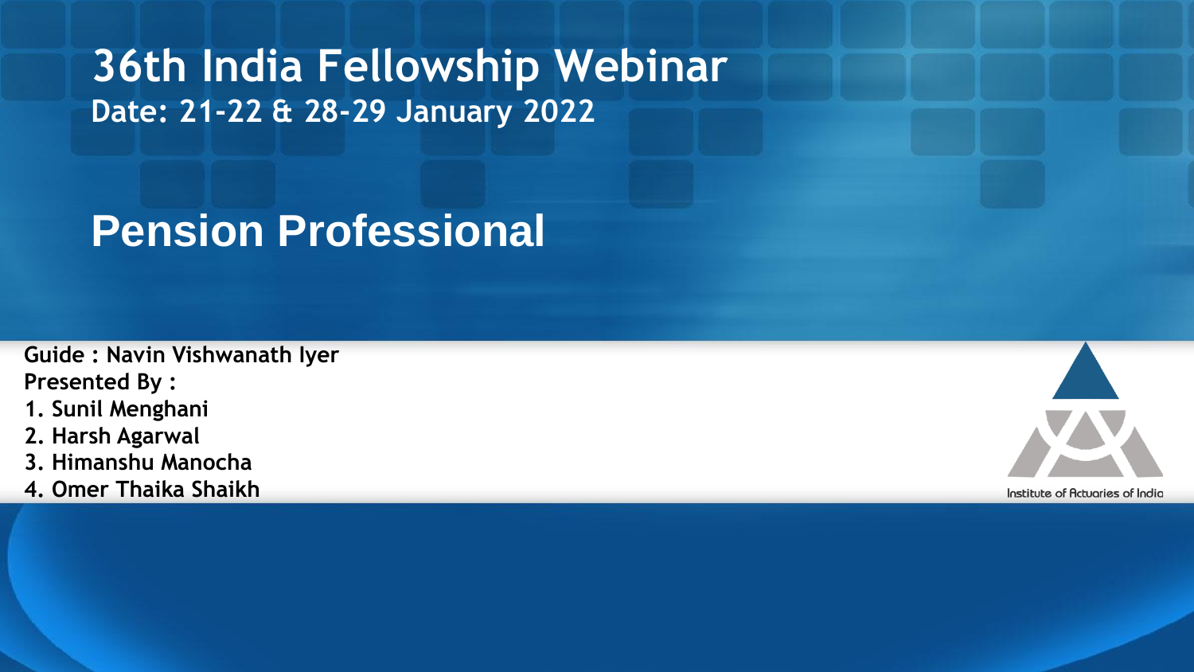# 36th India Fellowship Webinar

**Date: 21-22 & 28-29 January 2022**

## Pension Professional

**Guide : Navin Vishwanath Iyer**

**Presented By :**

1. **Sunil Menghani**
2. **Harsh Agarwal**
3. **Himanshu Manocha**
4. **Omer Thaika Shaikh**

Institute of Actuaries of India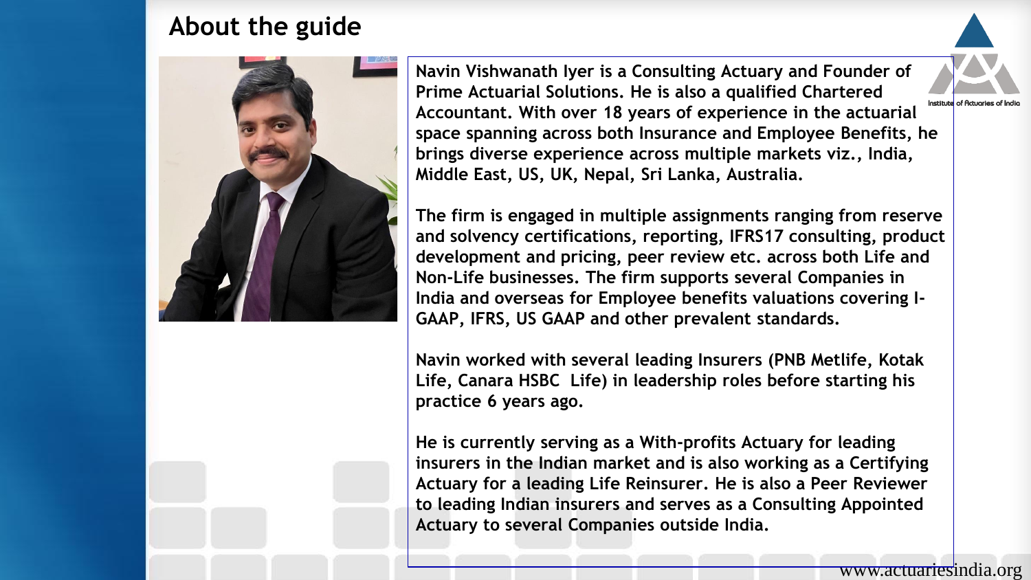# About the guide

Navin Vishwanath Iyer is a Consulting Actuary and Founder of Prime Actuarial Solutions. He is also a qualified Chartered Accountant. With over 18 years of experience in the actuarial space spanning across both Insurance and Employee Benefits, he brings diverse experience across multiple markets viz., India, Middle East, US, UK, Nepal, Sri Lanka, Australia.

The firm is engaged in multiple assignments ranging from reserve and solvency certifications, reporting, IFRS17 consulting, product development and pricing, peer review etc. across both Life and Non-Life businesses. The firm supports several Companies in India and overseas for Employee benefits valuations covering I-GAAP, IFRS, US GAAP and other prevalent standards.

Navin worked with several leading Insurers (PNB Metlife, Kotak Life, Canara HSBC Life) in leadership roles before starting his practice 6 years ago.

He is currently serving as a With-profits Actuary for leading insurers in the Indian market and is also working as a Certifying Actuary for a leading Life Reinsurer. He is also a Peer Reviewer to leading Indian insurers and serves as a Consulting Appointed Actuary to several Companies outside India.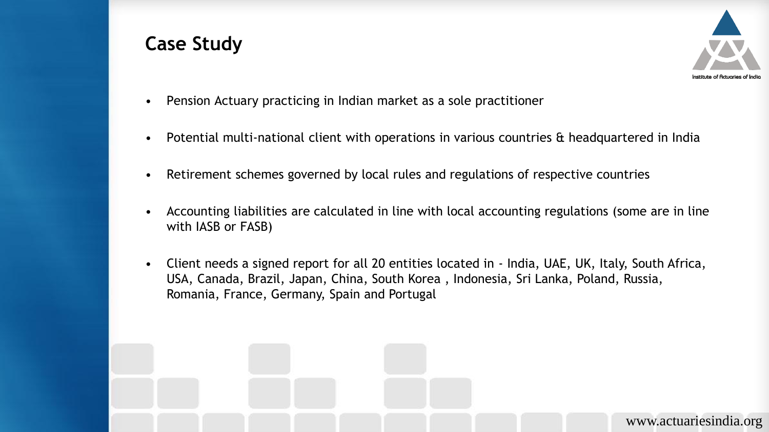# Case Study

- Pension Actuary practicing in Indian market as a sole practitioner
- Potential multi-national client with operations in various countries & headquartered in India
- Retirement schemes governed by local rules and regulations of respective countries
- Accounting liabilities are calculated in line with local accounting regulations (some are in line with IASB or FASB)
- Client needs a signed report for all 20 entities located in - India, UAE, UK, Italy, South Africa, USA, Canada, Brazil, Japan, China, South Korea , Indonesia, Sri Lanka, Poland, Russia, Romania, France, Germany, Spain and Portugal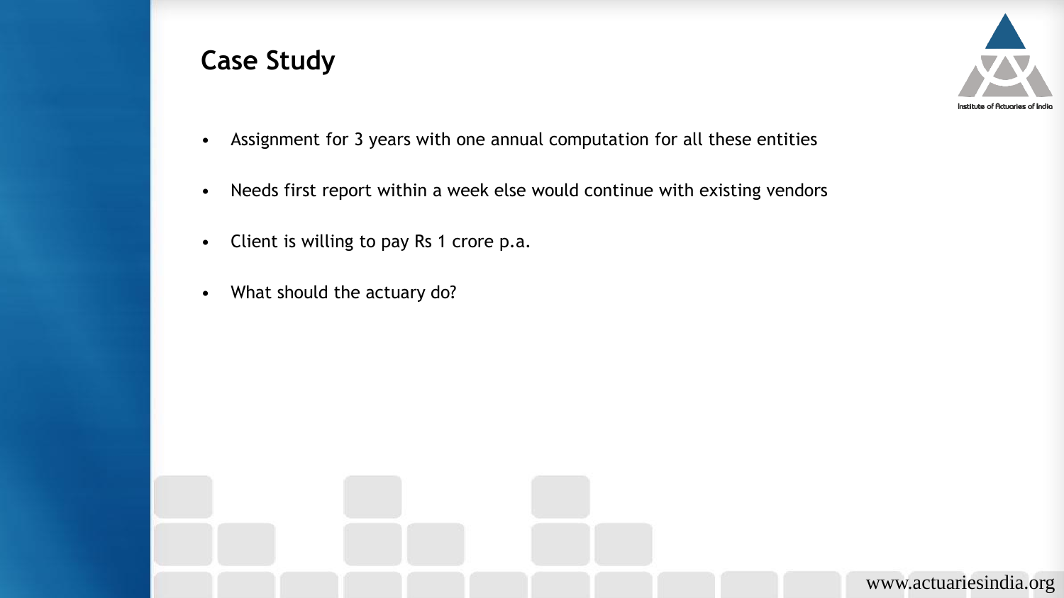# Case Study

- Assignment for 3 years with one annual computation for all these entities
- Needs first report within a week else would continue with existing vendors
- Client is willing to pay Rs 1 crore p.a.
- What should the actuary do?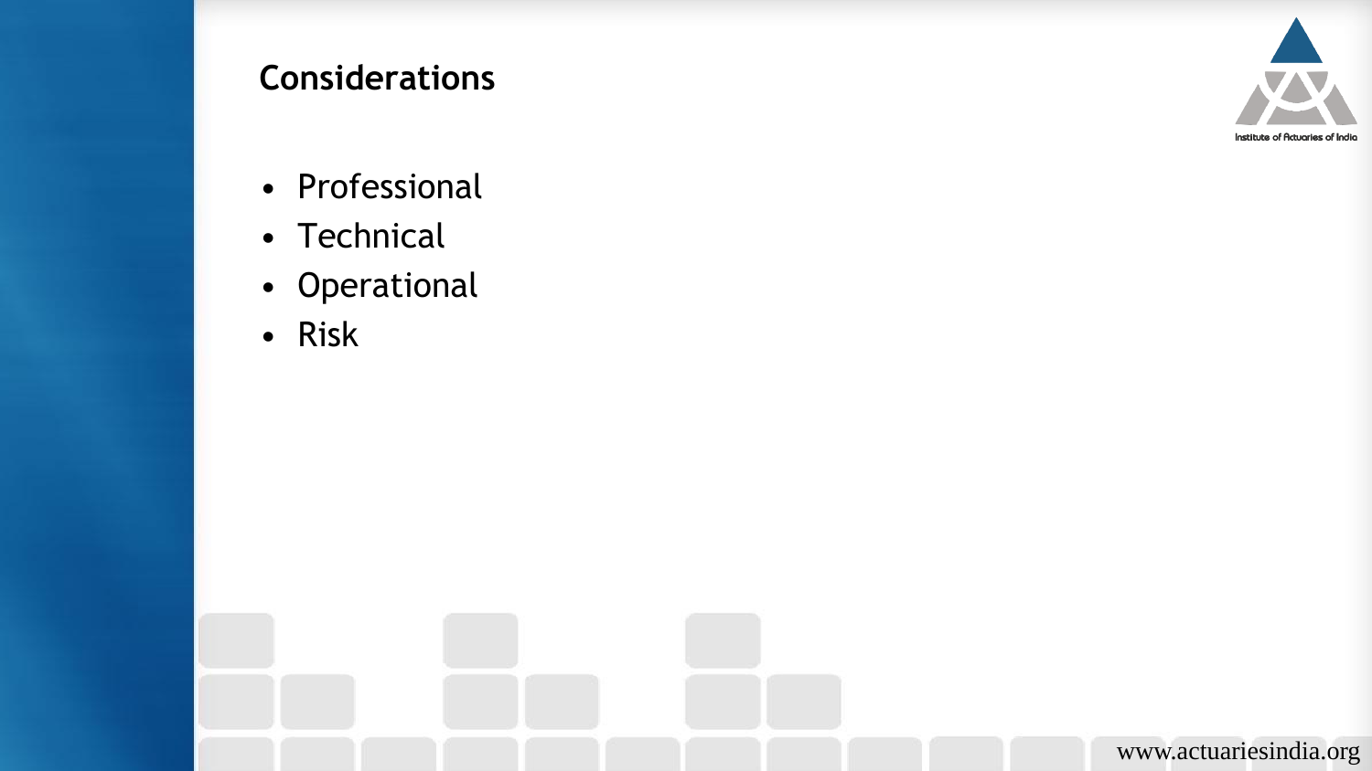## Considerations

- Professional
- Technical
- Operational
- Risk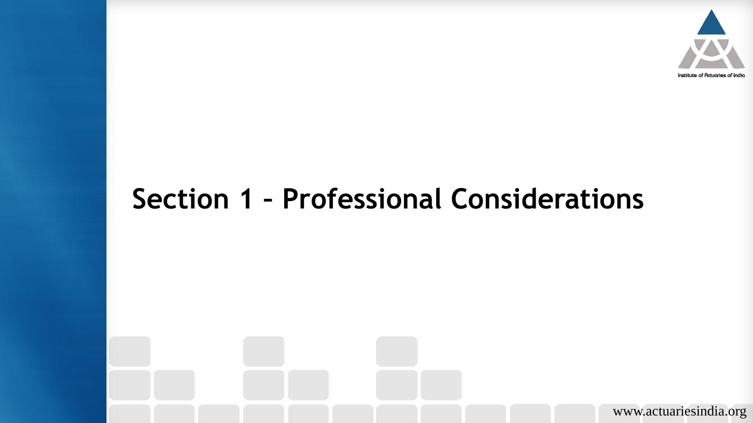# Section 1 – Professional Considerations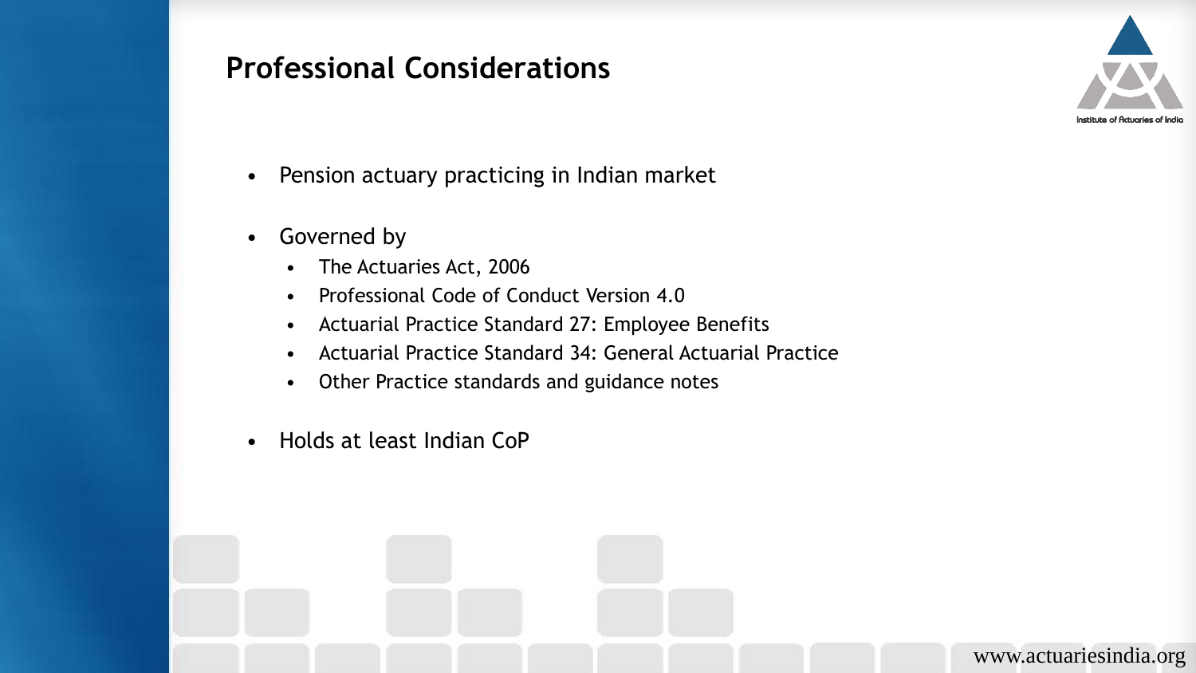## Professional Considerations

- Pension actuary practicing in Indian market
- Governed by
  - The Actuaries Act, 2006
  - Professional Code of Conduct Version 4.0
  - Actuarial Practice Standard 27: Employee Benefits
  - Actuarial Practice Standard 34: General Actuarial Practice
  - Other Practice standards and guidance notes
- Holds at least Indian CoP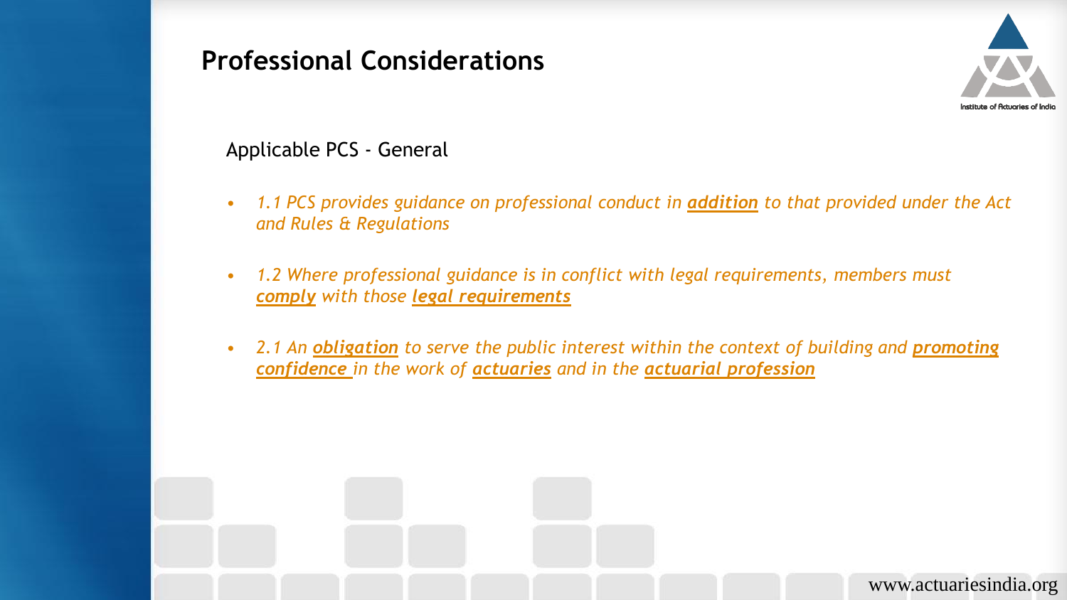# Professional Considerations

Applicable PCS - General

- *1.1 PCS provides guidance on professional conduct in **addition** to that provided under the Act and Rules & Regulations*
- *1.2 Where professional guidance is in conflict with legal requirements, members must **comply** with those **legal requirements***
- *2.1 An **obligation** to serve the public interest within the context of building and **promoting confidence** in the work of **actuaries** and in the **actuarial profession***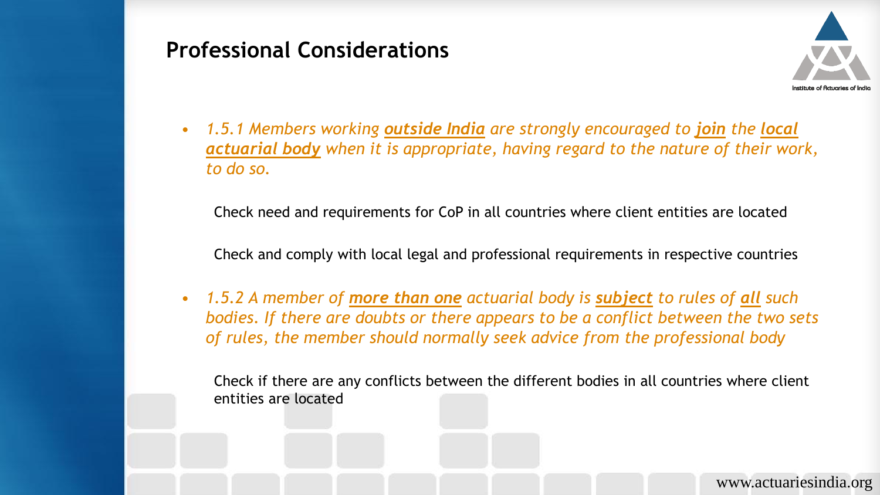## Professional Considerations

- *1.5.1 Members working **outside India** are strongly encouraged to **join** the **local actuarial body** when it is appropriate, having regard to the nature of their work, to do so.*

  Check need and requirements for CoP in all countries where client entities are located

  Check and comply with local legal and professional requirements in respective countries

- *1.5.2 A member of **more than one** actuarial body is **subject** to rules of **all** such bodies. If there are doubts or there appears to be a conflict between the two sets of rules, the member should normally seek advice from the professional body*

  Check if there are any conflicts between the different bodies in all countries where client entities are located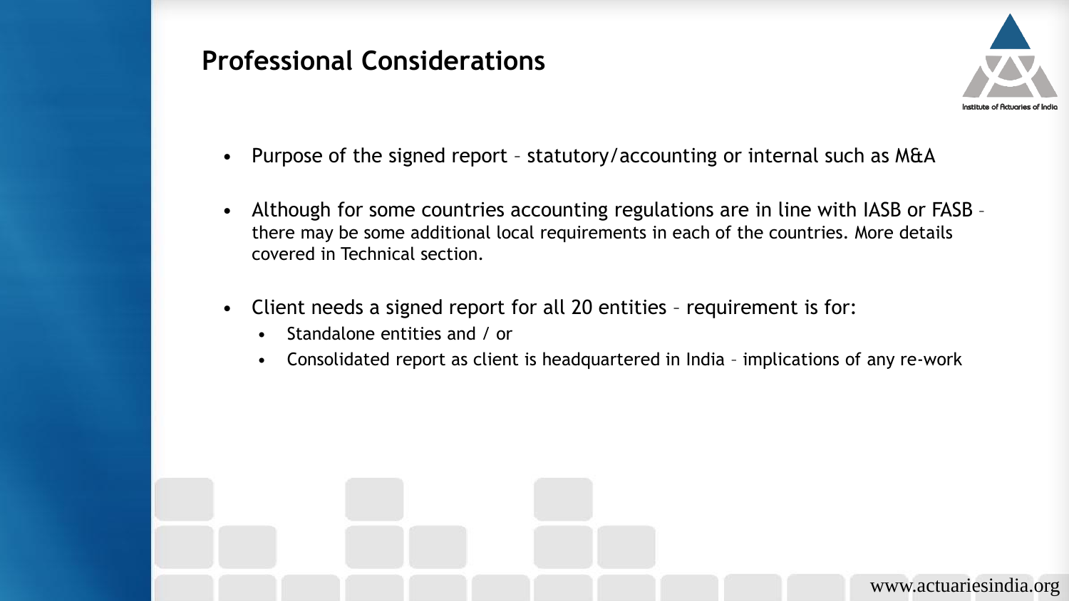## Professional Considerations

- Purpose of the signed report – statutory/accounting or internal such as M&A
- Although for some countries accounting regulations are in line with IASB or FASB – there may be some additional local requirements in each of the countries. More details covered in Technical section.
- Client needs a signed report for all 20 entities – requirement is for:
  - Standalone entities and / or
  - Consolidated report as client is headquartered in India – implications of any re-work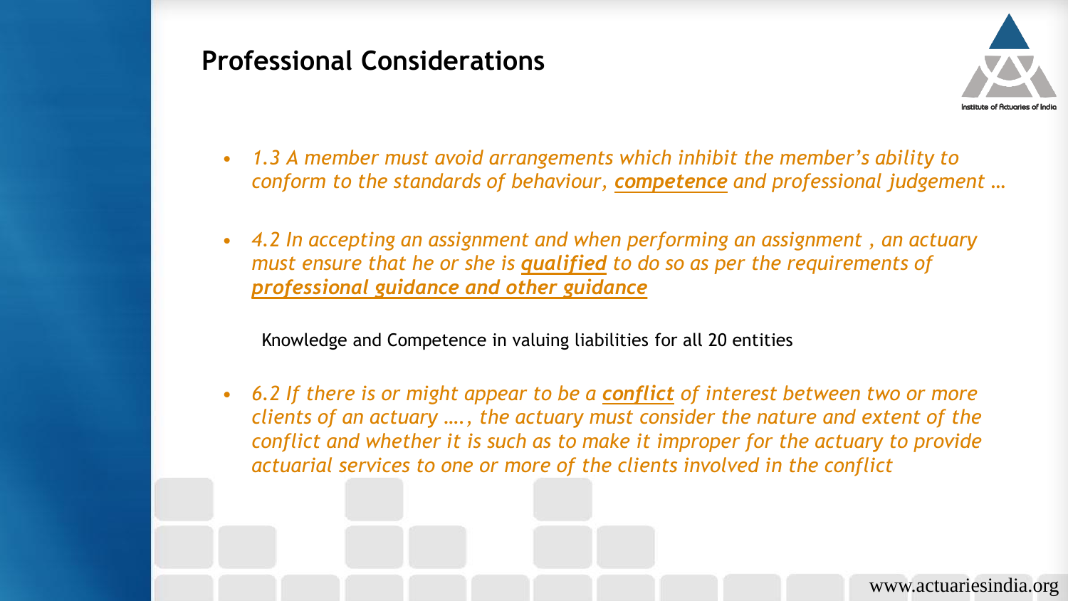# Professional Considerations

- *1.3 A member must avoid arrangements which inhibit the member's ability to conform to the standards of behaviour, **competence** and professional judgement …*

- *4.2 In accepting an assignment and when performing an assignment , an actuary must ensure that he or she is **qualified** to do so as per the requirements of **professional guidance and other guidance***

  Knowledge and Competence in valuing liabilities for all 20 entities

- *6.2 If there is or might appear to be a **conflict** of interest between two or more clients of an actuary …., the actuary must consider the nature and extent of the conflict and whether it is such as to make it improper for the actuary to provide actuarial services to one or more of the clients involved in the conflict*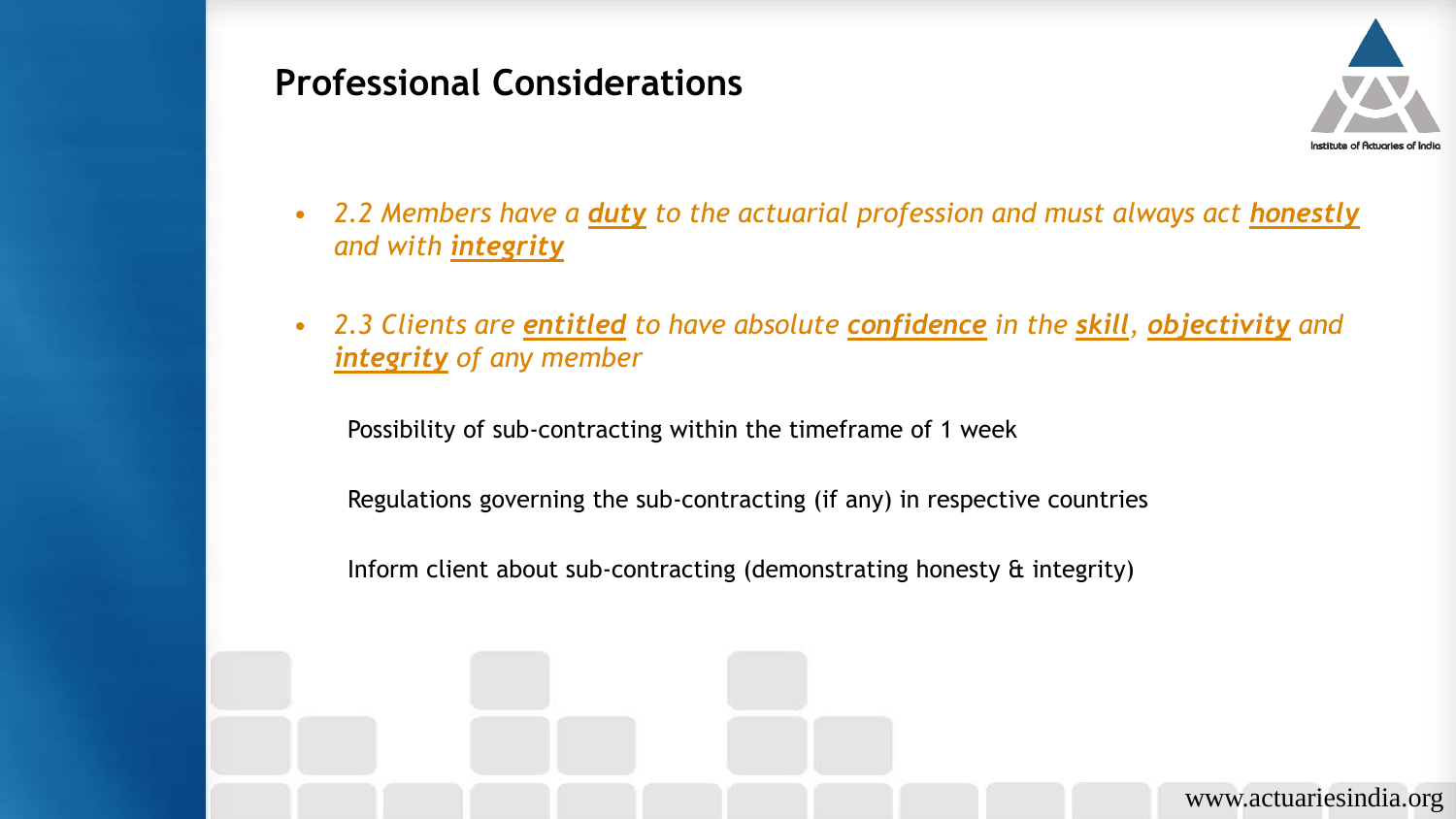## Professional Considerations

- *2.2 Members have a **duty** to the actuarial profession and must always act **honestly** and with **integrity***
- *2.3 Clients are **entitled** to have absolute **confidence** in the **skill**, **objectivity** and **integrity** of any member*

Possibility of sub-contracting within the timeframe of 1 week

Regulations governing the sub-contracting (if any) in respective countries

Inform client about sub-contracting (demonstrating honesty & integrity)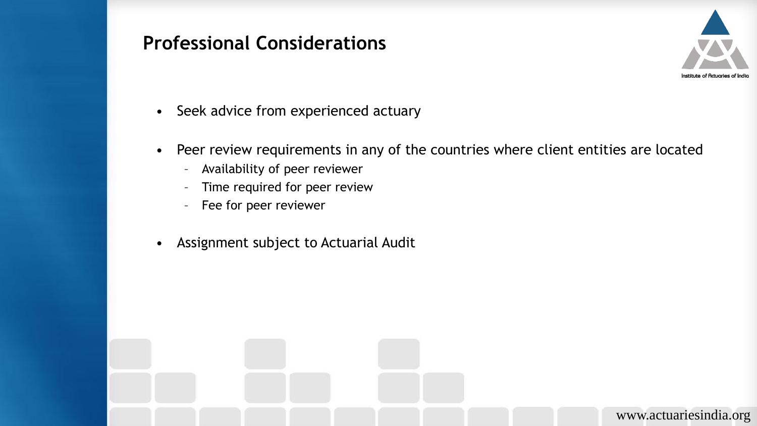## Professional Considerations

- Seek advice from experienced actuary
- Peer review requirements in any of the countries where client entities are located
  - Availability of peer reviewer
  - Time required for peer review
  - Fee for peer reviewer
- Assignment subject to Actuarial Audit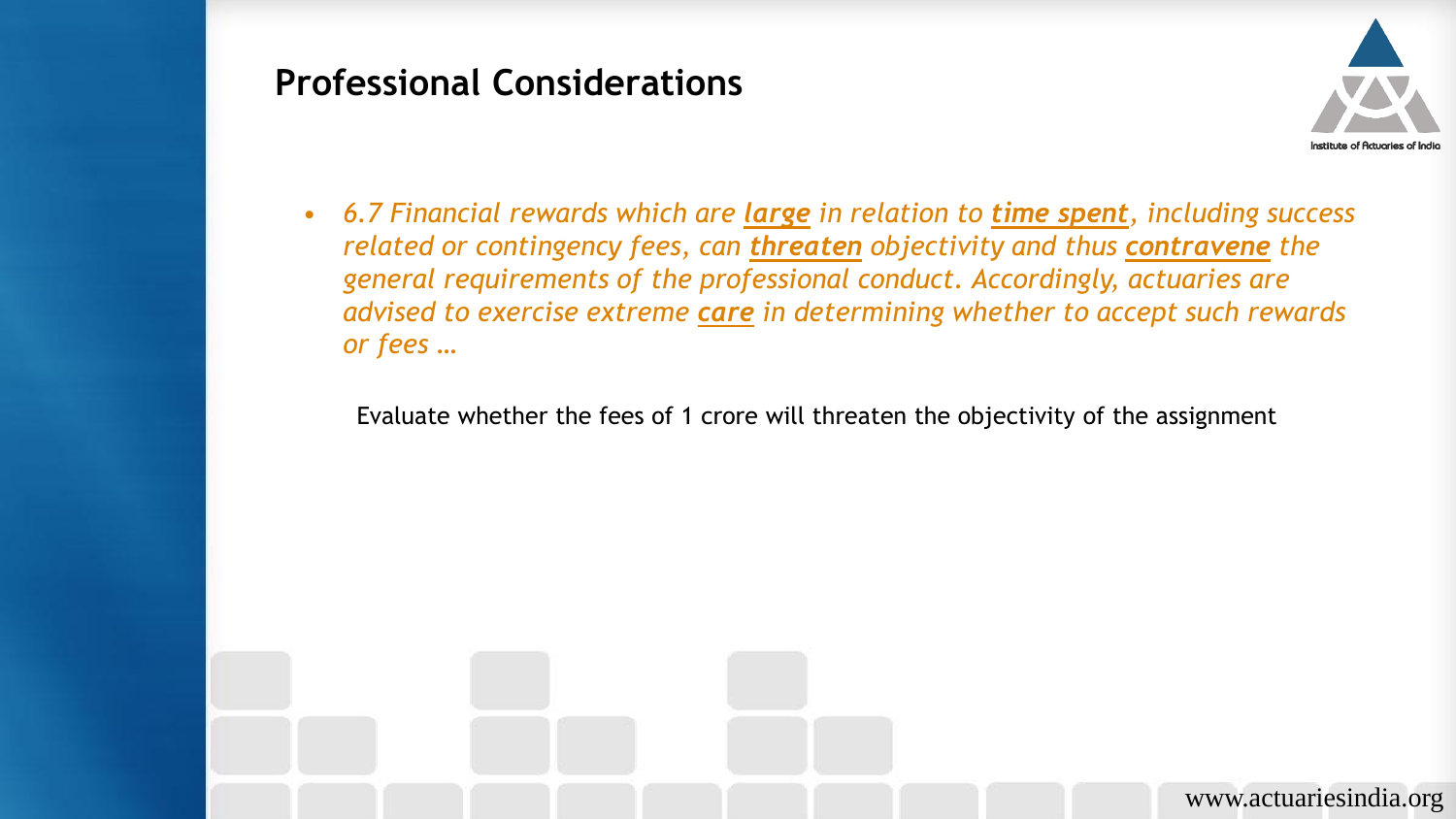# Professional Considerations

- *6.7 Financial rewards which are* ***large*** *in relation to* ***time spent****, including success related or contingency fees, can* ***threaten*** *objectivity and thus* ***contravene*** *the general requirements of the professional conduct. Accordingly, actuaries are advised to exercise extreme* ***care*** *in determining whether to accept such rewards or fees …*

Evaluate whether the fees of 1 crore will threaten the objectivity of the assignment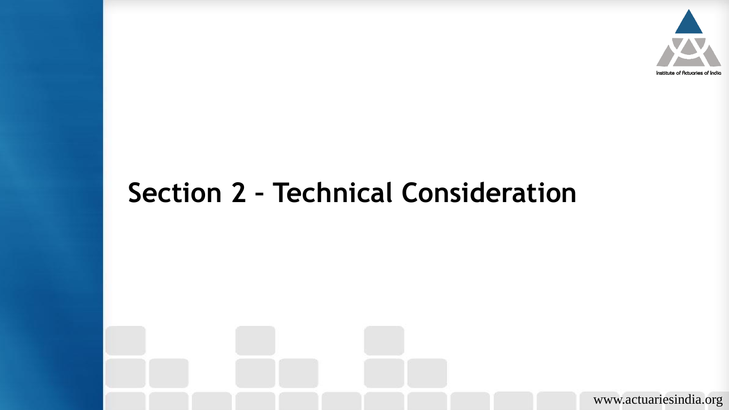# Section 2 – Technical Consideration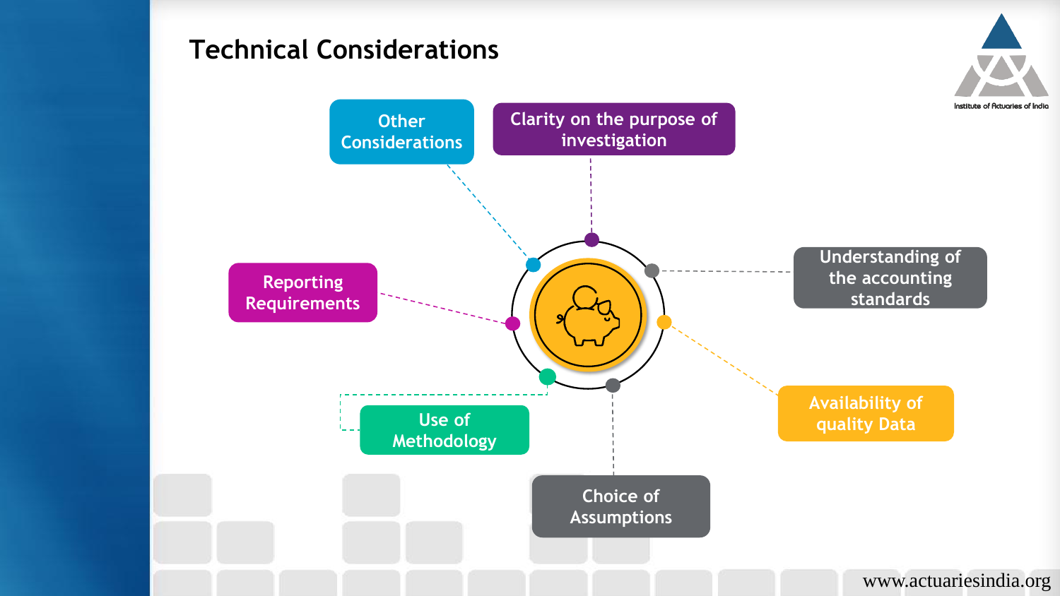# Technical Considerations

- Other Considerations
- Clarity on the purpose of investigation
- Understanding of the accounting standards
- Availability of quality Data
- Choice of Assumptions
- Use of Methodology
- Reporting Requirements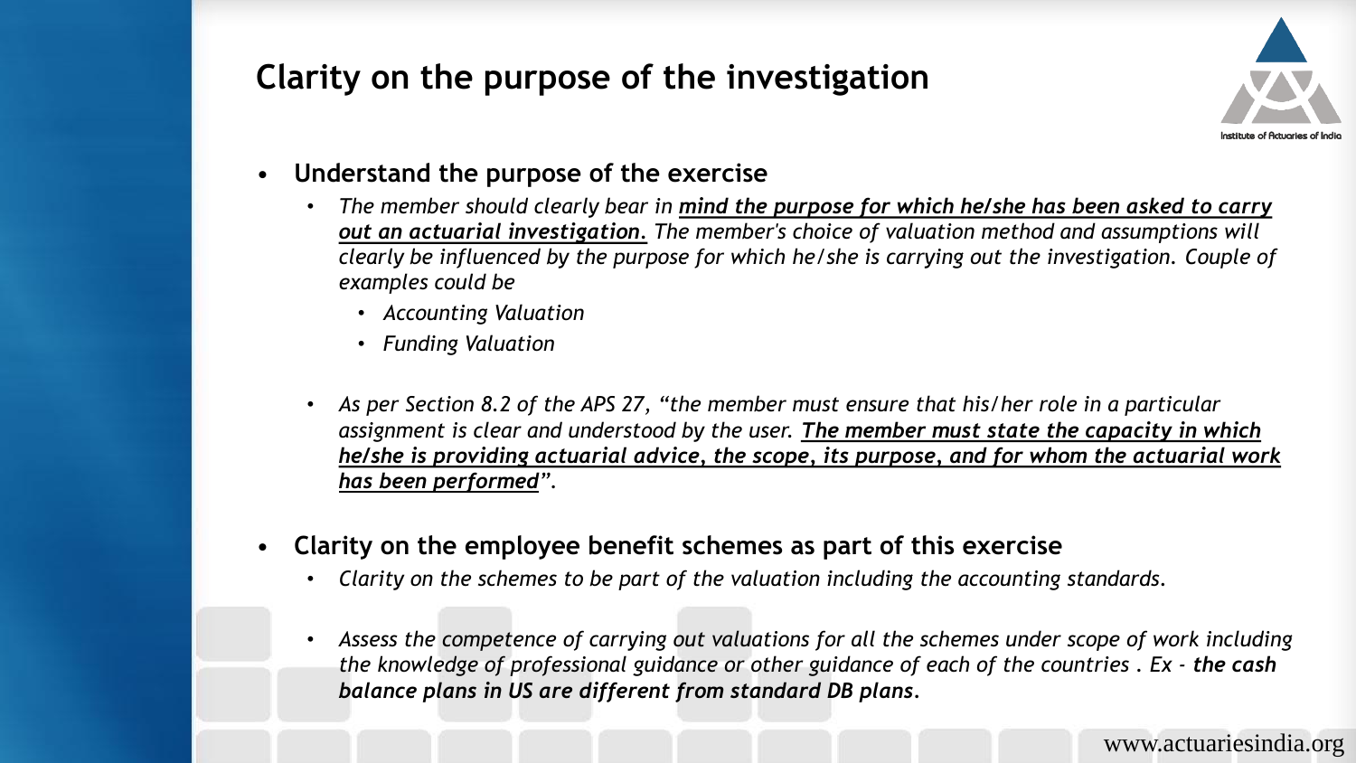# Clarity on the purpose of the investigation

- **Understand the purpose of the exercise**
  - *The member should clearly bear in **mind the purpose for which he/she has been asked to carry out an actuarial investigation**. The member's choice of valuation method and assumptions will clearly be influenced by the purpose for which he/she is carrying out the investigation. Couple of examples could be*
    - *Accounting Valuation*
    - *Funding Valuation*
  - *As per Section 8.2 of the APS 27, "the member must ensure that his/her role in a particular assignment is clear and understood by the user. **The member must state the capacity in which he/she is providing actuarial advice, the scope, its purpose, and for whom the actuarial work has been performed**".*

- **Clarity on the employee benefit schemes as part of this exercise**
  - *Clarity on the schemes to be part of the valuation including the accounting standards.*
  - *Assess the competence of carrying out valuations for all the schemes under scope of work including the knowledge of professional guidance or other guidance of each of the countries . Ex - **the cash balance plans in US are different from standard DB plans**.*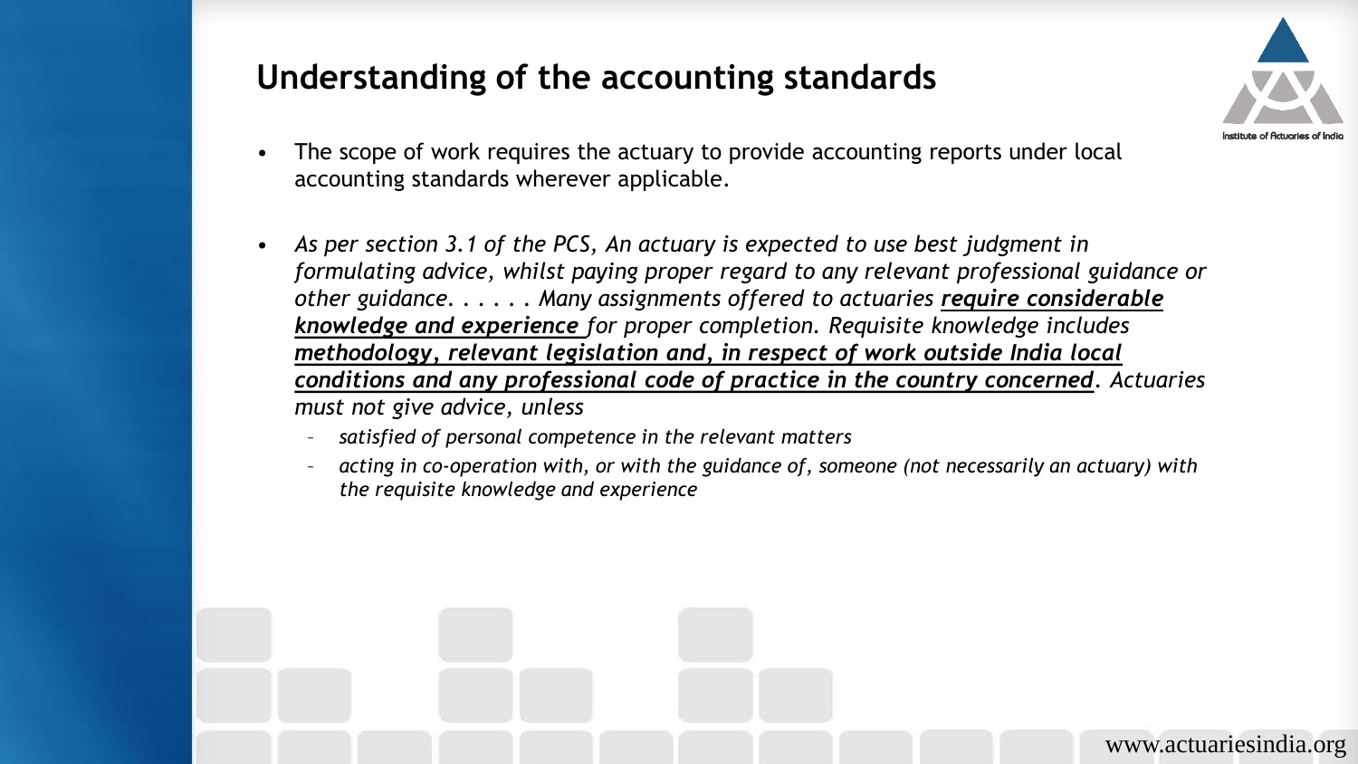# Understanding of the accounting standards

- The scope of work requires the actuary to provide accounting reports under local accounting standards wherever applicable.

- *As per section 3.1 of the PCS, An actuary is expected to use best judgment in formulating advice, whilst paying proper regard to any relevant professional guidance or other guidance. . . . . . Many assignments offered to actuaries **require considerable knowledge and experience** for proper completion. Requisite knowledge includes **methodology, relevant legislation and, in respect of work outside India local conditions and any professional code of practice in the country concerned**. Actuaries must not give advice, unless*
  - *satisfied of personal competence in the relevant matters*
  - *acting in co-operation with, or with the guidance of, someone (not necessarily an actuary) with the requisite knowledge and experience*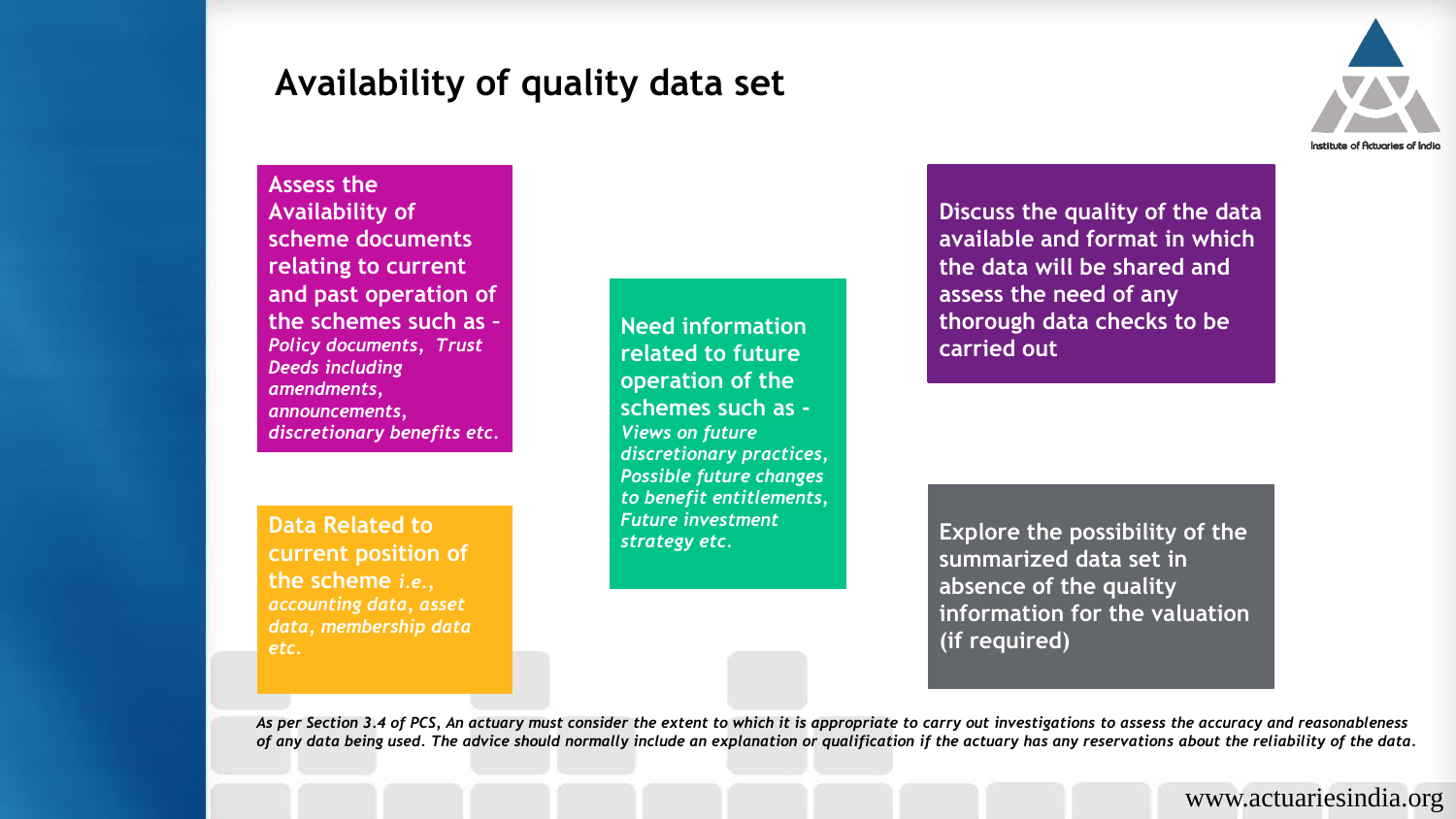# Availability of quality data set

Assess the Availability of scheme documents relating to current and past operation of the schemes such as – *Policy documents, Trust Deeds including amendments, announcements, discretionary benefits etc.*

Data Related to current position of the scheme *i.e., accounting data, asset data, membership data etc.*

Need information related to future operation of the schemes such as - *Views on future discretionary practices, Possible future changes to benefit entitlements, Future investment strategy etc.*

Discuss the quality of the data available and format in which the data will be shared and assess the need of any thorough data checks to be carried out

Explore the possibility of the summarized data set in absence of the quality information for the valuation (if required)

*As per Section 3.4 of PCS, An actuary must consider the extent to which it is appropriate to carry out investigations to assess the accuracy and reasonableness of any data being used. The advice should normally include an explanation or qualification if the actuary has any reservations about the reliability of the data.*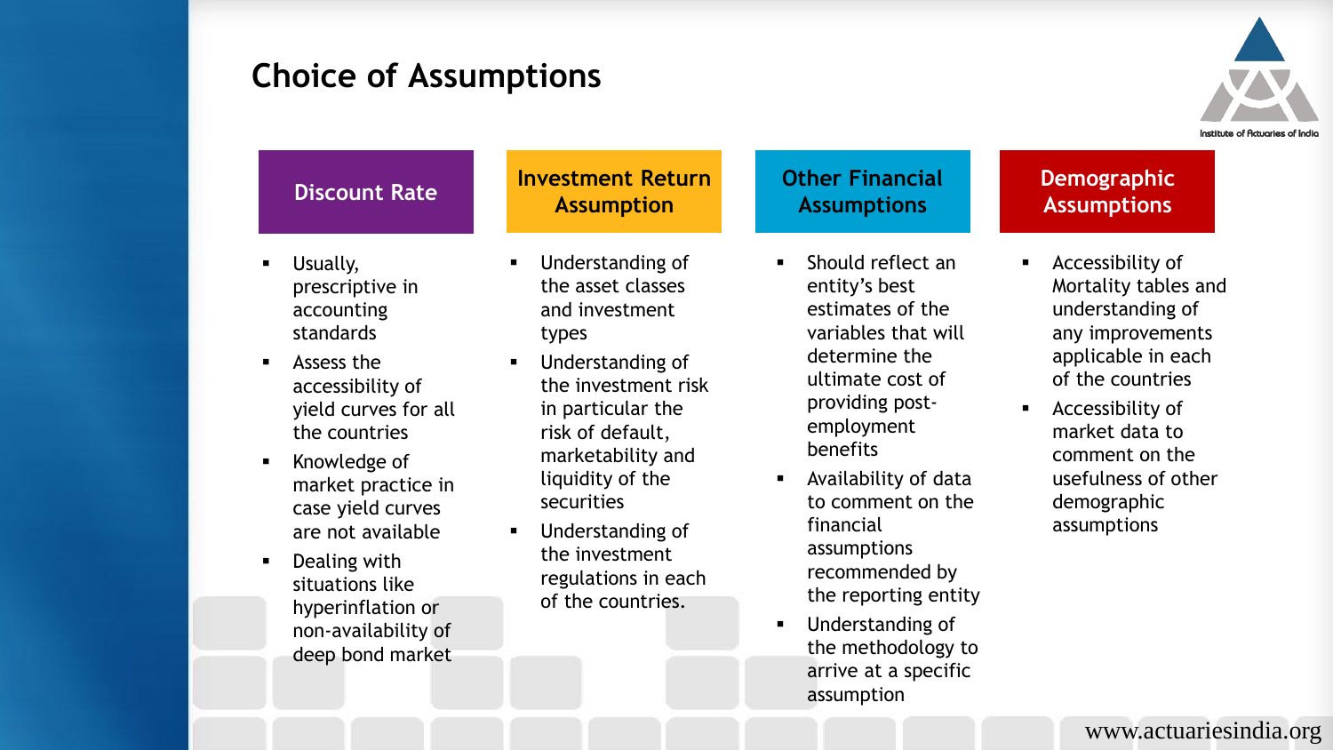# Choice of Assumptions

## Discount Rate

- Usually, prescriptive in accounting standards
- Assess the accessibility of yield curves for all the countries
- Knowledge of market practice in case yield curves are not available
- Dealing with situations like hyperinflation or non-availability of deep bond market

## Investment Return Assumption

- Understanding of the asset classes and investment types
- Understanding of the investment risk in particular the risk of default, marketability and liquidity of the securities
- Understanding of the investment regulations in each of the countries.

## Other Financial Assumptions

- Should reflect an entity's best estimates of the variables that will determine the ultimate cost of providing post-employment benefits
- Availability of data to comment on the financial assumptions recommended by the reporting entity
- Understanding of the methodology to arrive at a specific assumption

## Demographic Assumptions

- Accessibility of Mortality tables and understanding of any improvements applicable in each of the countries
- Accessibility of market data to comment on the usefulness of other demographic assumptions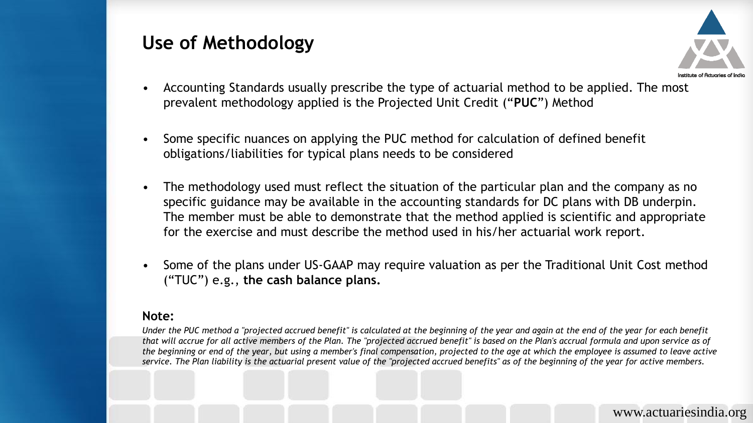## Use of Methodology

- Accounting Standards usually prescribe the type of actuarial method to be applied. The most prevalent methodology applied is the Projected Unit Credit (“**PUC**”) Method
- Some specific nuances on applying the PUC method for calculation of defined benefit obligations/liabilities for typical plans needs to be considered
- The methodology used must reflect the situation of the particular plan and the company as no specific guidance may be available in the accounting standards for DC plans with DB underpin. The member must be able to demonstrate that the method applied is scientific and appropriate for the exercise and must describe the method used in his/her actuarial work report.
- Some of the plans under US-GAAP may require valuation as per the Traditional Unit Cost method (“TUC”) e.g., **the cash balance plans.**

**Note:**

*Under the PUC method a "projected accrued benefit" is calculated at the beginning of the year and again at the end of the year for each benefit that will accrue for all active members of the Plan. The "projected accrued benefit" is based on the Plan's accrual formula and upon service as of the beginning or end of the year, but using a member's final compensation, projected to the age at which the employee is assumed to leave active service. The Plan liability is the actuarial present value of the "projected accrued benefits" as of the beginning of the year for active members.*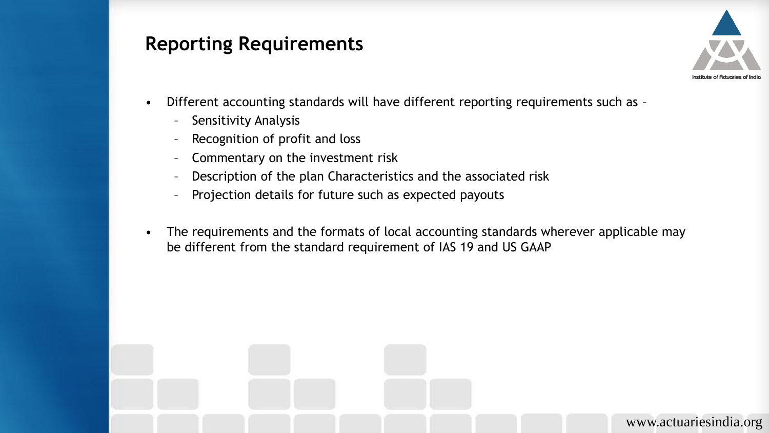## Reporting Requirements

- Different accounting standards will have different reporting requirements such as –
  - Sensitivity Analysis
  - Recognition of profit and loss
  - Commentary on the investment risk
  - Description of the plan Characteristics and the associated risk
  - Projection details for future such as expected payouts
- The requirements and the formats of local accounting standards wherever applicable may be different from the standard requirement of IAS 19 and US GAAP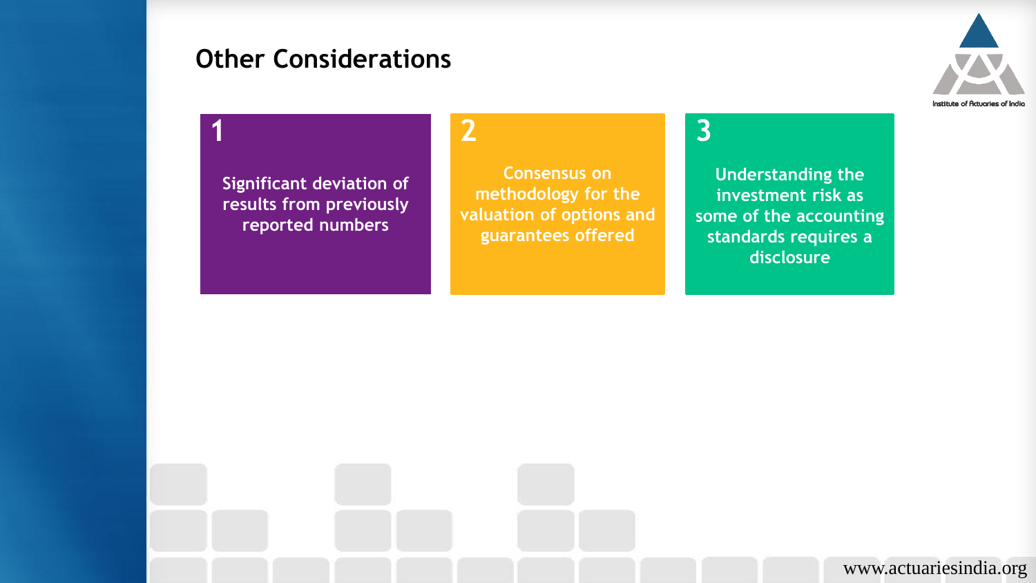## Other Considerations

**1**

Significant deviation of results from previously reported numbers

**2**

Consensus on methodology for the valuation of options and guarantees offered

**3**

Understanding the investment risk as some of the accounting standards requires a disclosure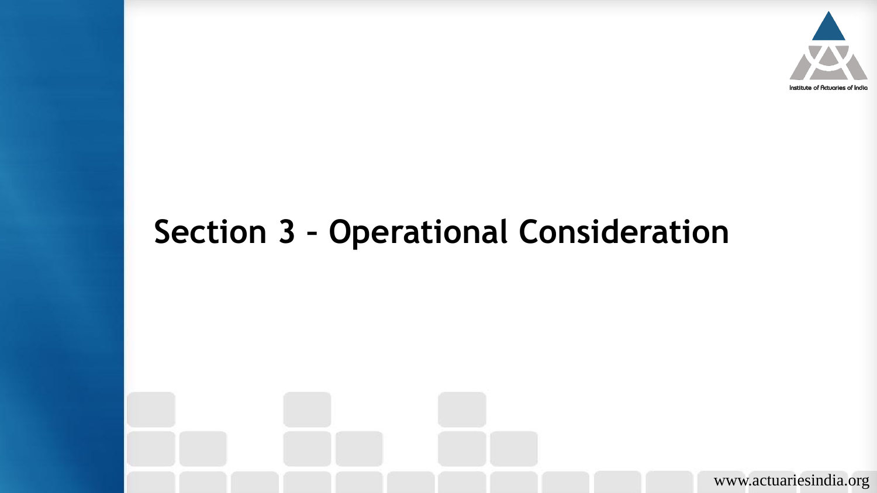# Section 3 – Operational Consideration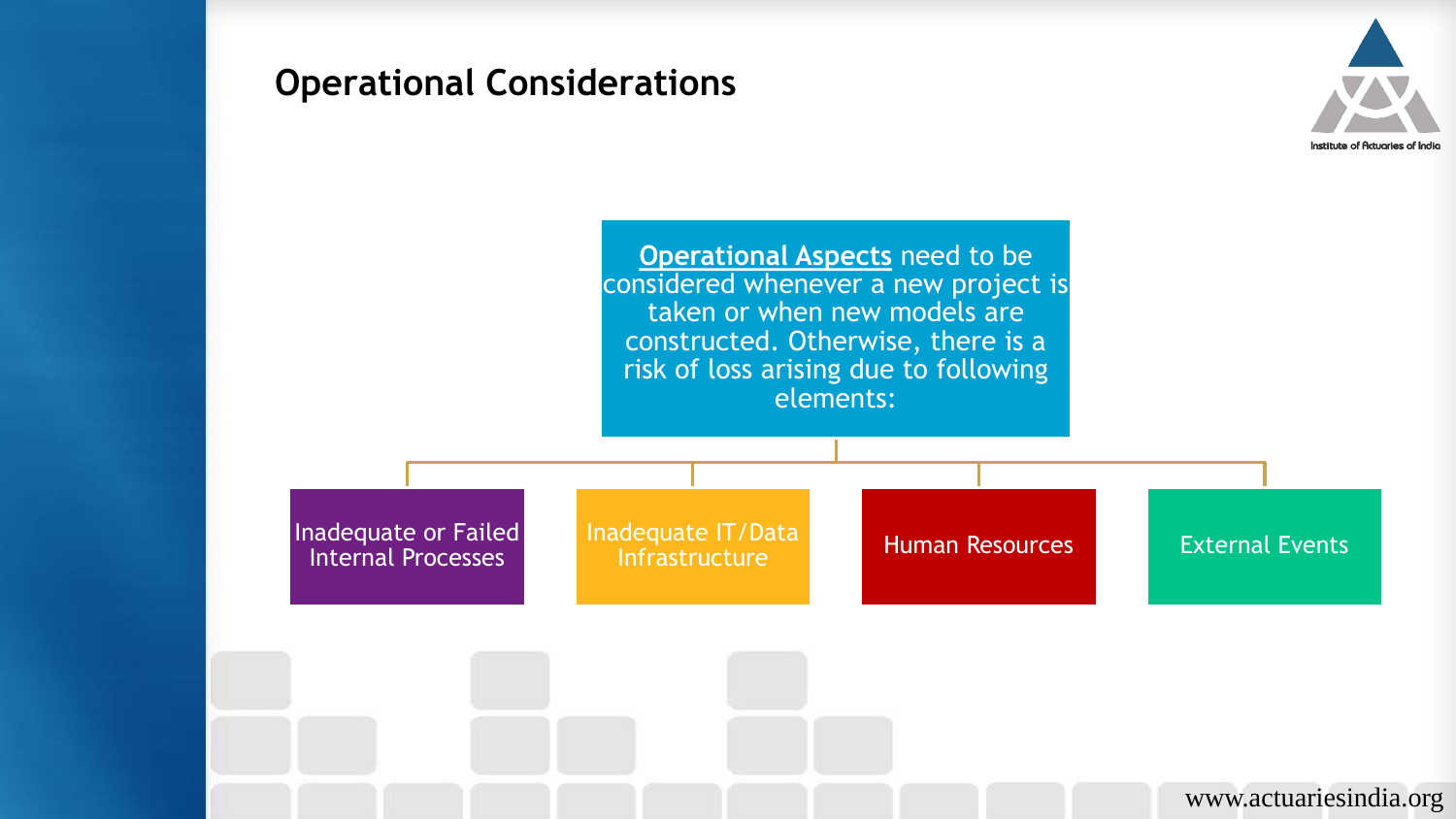## Operational Considerations

**Operational Aspects** need to be considered whenever a new project is taken or when new models are constructed. Otherwise, there is a risk of loss arising due to following elements:

- Inadequate or Failed Internal Processes
- Inadequate IT/Data Infrastructure
- Human Resources
- External Events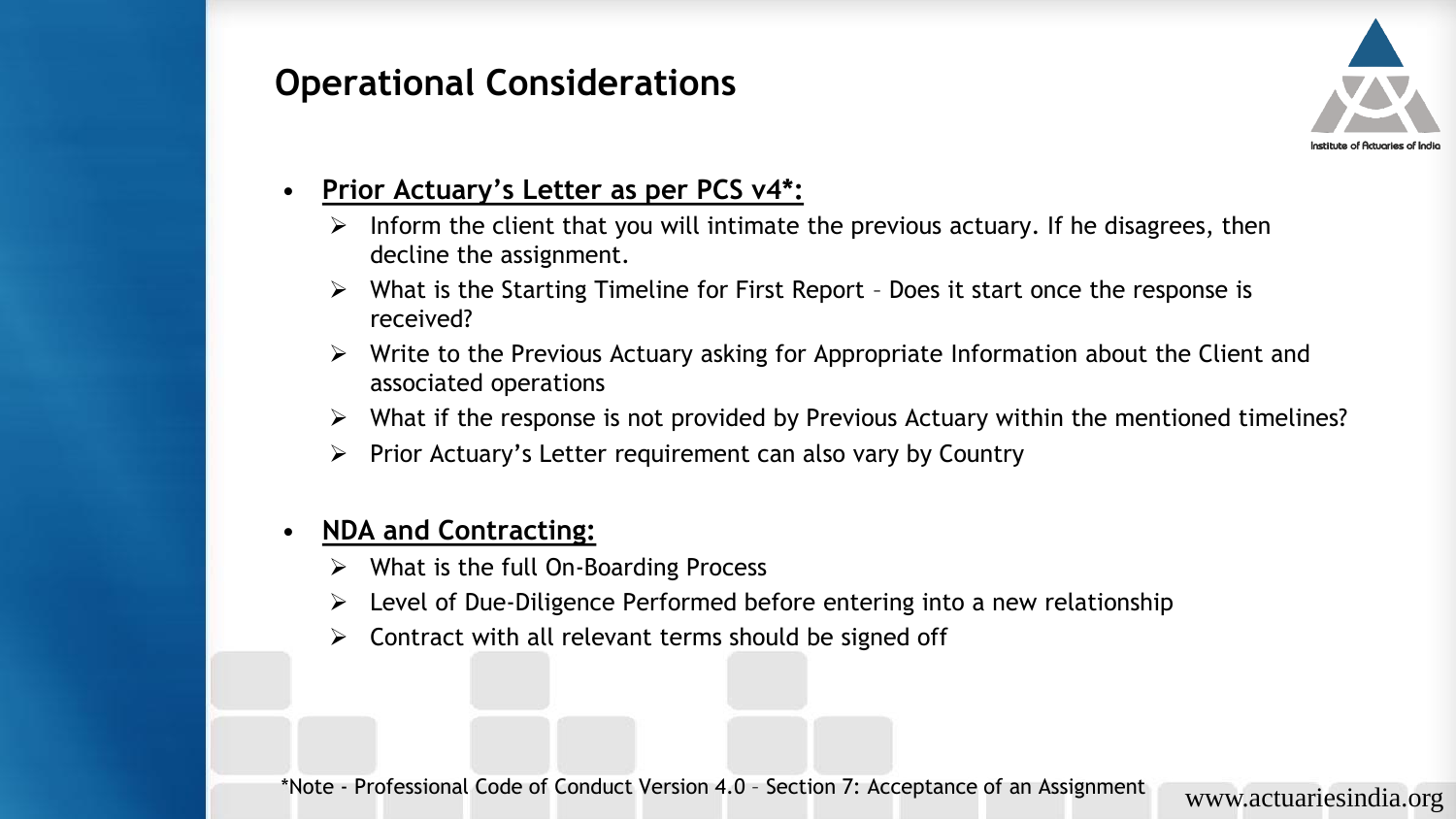# Operational Considerations

- **Prior Actuary's Letter as per PCS v4*:**
  - Inform the client that you will intimate the previous actuary. If he disagrees, then decline the assignment.
  - What is the Starting Timeline for First Report – Does it start once the response is received?
  - Write to the Previous Actuary asking for Appropriate Information about the Client and associated operations
  - What if the response is not provided by Previous Actuary within the mentioned timelines?
  - Prior Actuary's Letter requirement can also vary by Country

- **NDA and Contracting:**
  - What is the full On-Boarding Process
  - Level of Due-Diligence Performed before entering into a new relationship
  - Contract with all relevant terms should be signed off

*Note - Professional Code of Conduct Version 4.0 – Section 7: Acceptance of an Assignment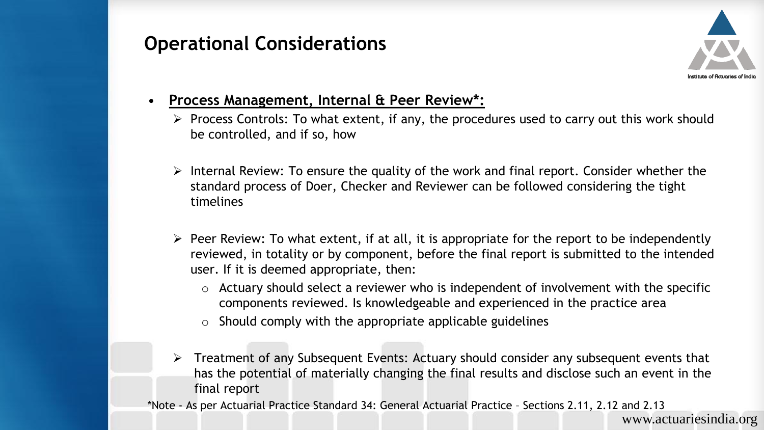# Operational Considerations

- **Process Management, Internal & Peer Review*:**
  - Process Controls: To what extent, if any, the procedures used to carry out this work should be controlled, and if so, how
  - Internal Review: To ensure the quality of the work and final report. Consider whether the standard process of Doer, Checker and Reviewer can be followed considering the tight timelines
  - Peer Review: To what extent, if at all, it is appropriate for the report to be independently reviewed, in totality or by component, before the final report is submitted to the intended user. If it is deemed appropriate, then:
    - Actuary should select a reviewer who is independent of involvement with the specific components reviewed. Is knowledgeable and experienced in the practice area
    - Should comply with the appropriate applicable guidelines
  - Treatment of any Subsequent Events: Actuary should consider any subsequent events that has the potential of materially changing the final results and disclose such an event in the final report

*Note - As per Actuarial Practice Standard 34: General Actuarial Practice – Sections 2.11, 2.12 and 2.13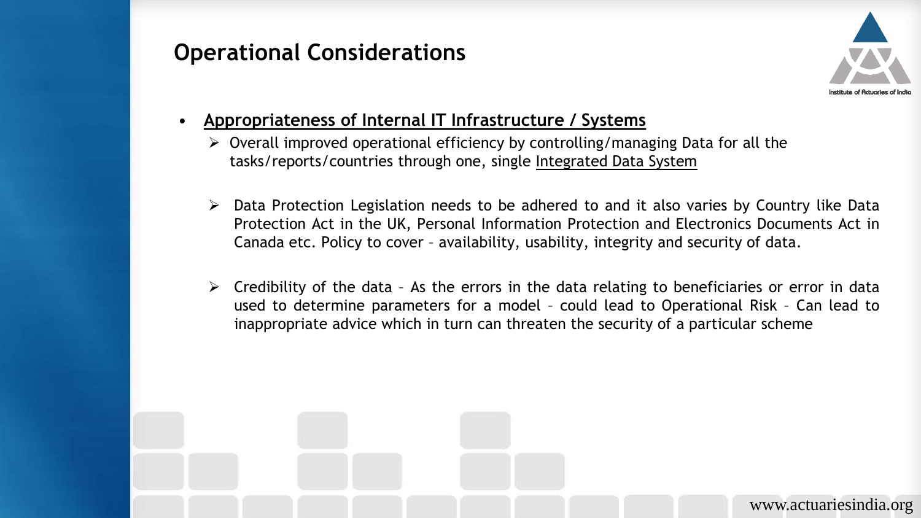## Operational Considerations

- <u>Appropriateness of Internal IT Infrastructure / Systems</u>
  - Overall improved operational efficiency by controlling/managing Data for all the tasks/reports/countries through one, single <u>Integrated Data System</u>
  - Data Protection Legislation needs to be adhered to and it also varies by Country like Data Protection Act in the UK, Personal Information Protection and Electronics Documents Act in Canada etc. Policy to cover – availability, usability, integrity and security of data.
  - Credibility of the data – As the errors in the data relating to beneficiaries or error in data used to determine parameters for a model – could lead to Operational Risk – Can lead to inappropriate advice which in turn can threaten the security of a particular scheme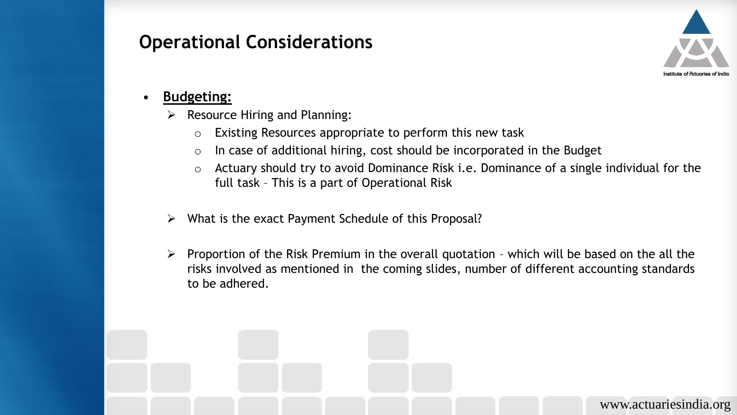# Operational Considerations

- **<u>Budgeting:</u>**
  - Resource Hiring and Planning:
    - Existing Resources appropriate to perform this new task
    - In case of additional hiring, cost should be incorporated in the Budget
    - Actuary should try to avoid Dominance Risk i.e. Dominance of a single individual for the full task – This is a part of Operational Risk
  - What is the exact Payment Schedule of this Proposal?
  - Proportion of the Risk Premium in the overall quotation – which will be based on the all the risks involved as mentioned in the coming slides, number of different accounting standards to be adhered.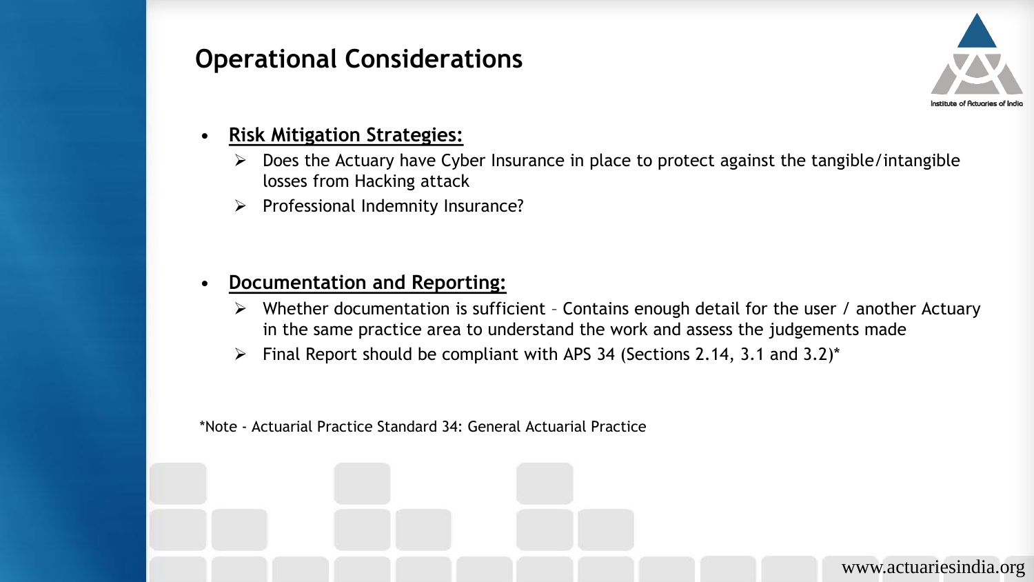# Operational Considerations

- **Risk Mitigation Strategies:**
  - Does the Actuary have Cyber Insurance in place to protect against the tangible/intangible losses from Hacking attack
  - Professional Indemnity Insurance?

- **Documentation and Reporting:**
  - Whether documentation is sufficient – Contains enough detail for the user / another Actuary in the same practice area to understand the work and assess the judgements made
  - Final Report should be compliant with APS 34 (Sections 2.14, 3.1 and 3.2)*

*Note - Actuarial Practice Standard 34: General Actuarial Practice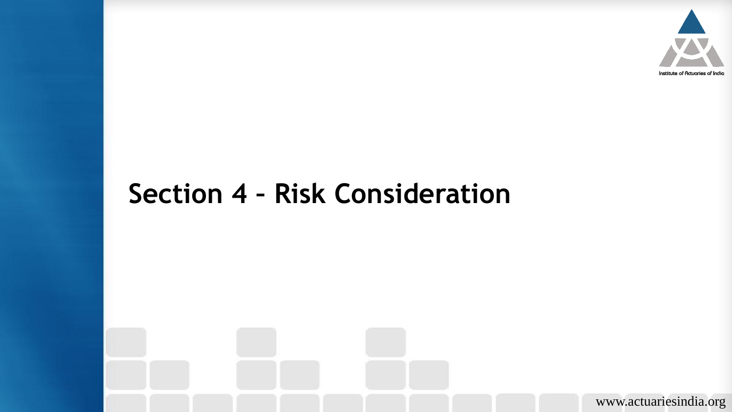# Section 4 – Risk Consideration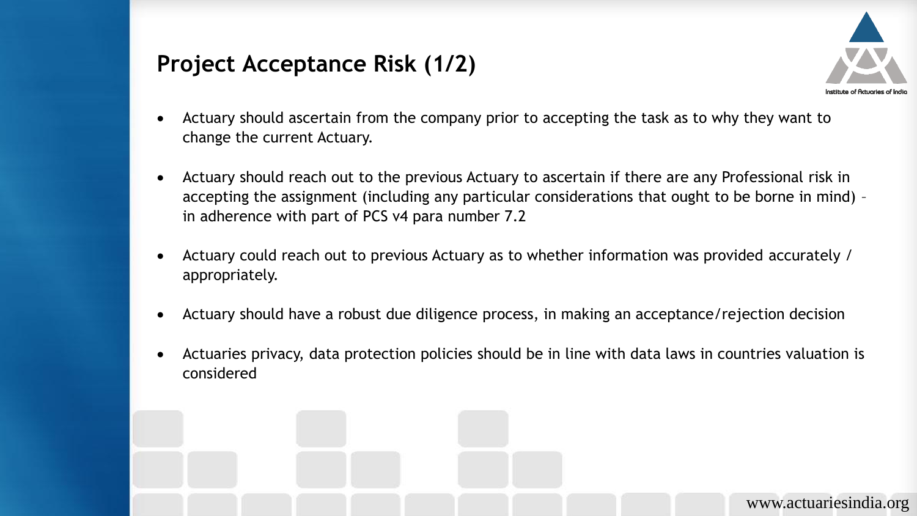## Project Acceptance Risk (1/2)

- Actuary should ascertain from the company prior to accepting the task as to why they want to change the current Actuary.
- Actuary should reach out to the previous Actuary to ascertain if there are any Professional risk in accepting the assignment (including any particular considerations that ought to be borne in mind) – in adherence with part of PCS v4 para number 7.2
- Actuary could reach out to previous Actuary as to whether information was provided accurately / appropriately.
- Actuary should have a robust due diligence process, in making an acceptance/rejection decision
- Actuaries privacy, data protection policies should be in line with data laws in countries valuation is considered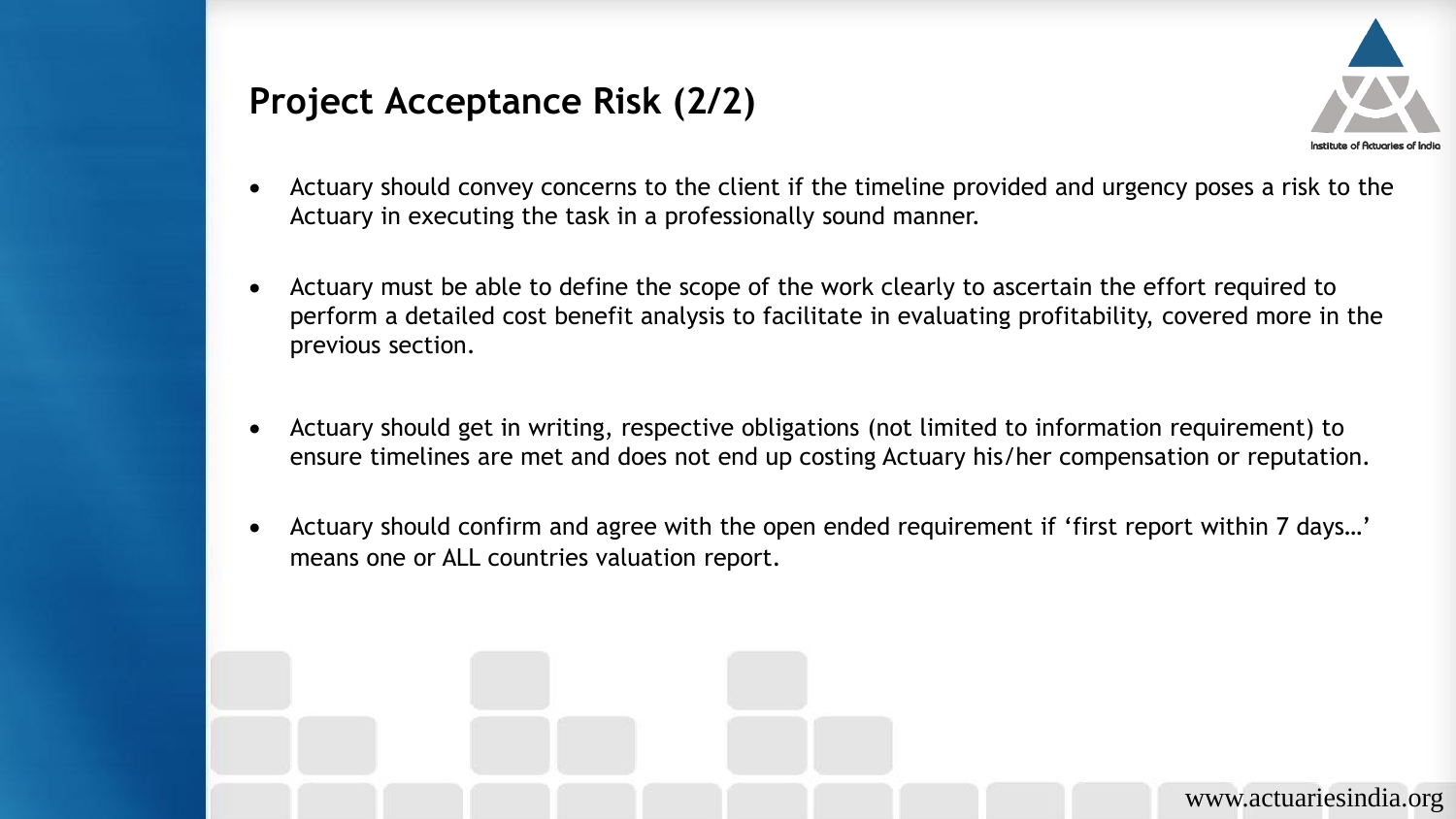## Project Acceptance Risk (2/2)

- Actuary should convey concerns to the client if the timeline provided and urgency poses a risk to the Actuary in executing the task in a professionally sound manner.
- Actuary must be able to define the scope of the work clearly to ascertain the effort required to perform a detailed cost benefit analysis to facilitate in evaluating profitability, covered more in the previous section.
- Actuary should get in writing, respective obligations (not limited to information requirement) to ensure timelines are met and does not end up costing Actuary his/her compensation or reputation.
- Actuary should confirm and agree with the open ended requirement if 'first report within 7 days…' means one or ALL countries valuation report.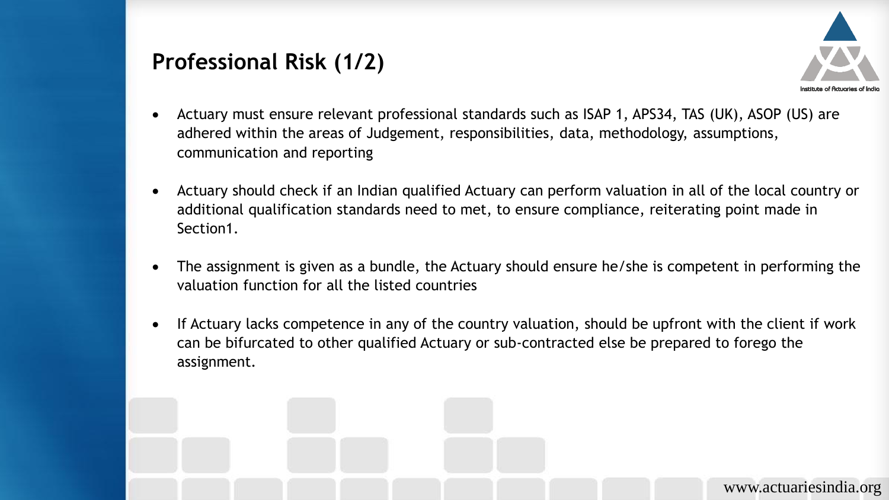## Professional Risk (1/2)

- Actuary must ensure relevant professional standards such as ISAP 1, APS34, TAS (UK), ASOP (US) are adhered within the areas of Judgement, responsibilities, data, methodology, assumptions, communication and reporting

- Actuary should check if an Indian qualified Actuary can perform valuation in all of the local country or additional qualification standards need to met, to ensure compliance, reiterating point made in Section1.

- The assignment is given as a bundle, the Actuary should ensure he/she is competent in performing the valuation function for all the listed countries

- If Actuary lacks competence in any of the country valuation, should be upfront with the client if work can be bifurcated to other qualified Actuary or sub-contracted else be prepared to forego the assignment.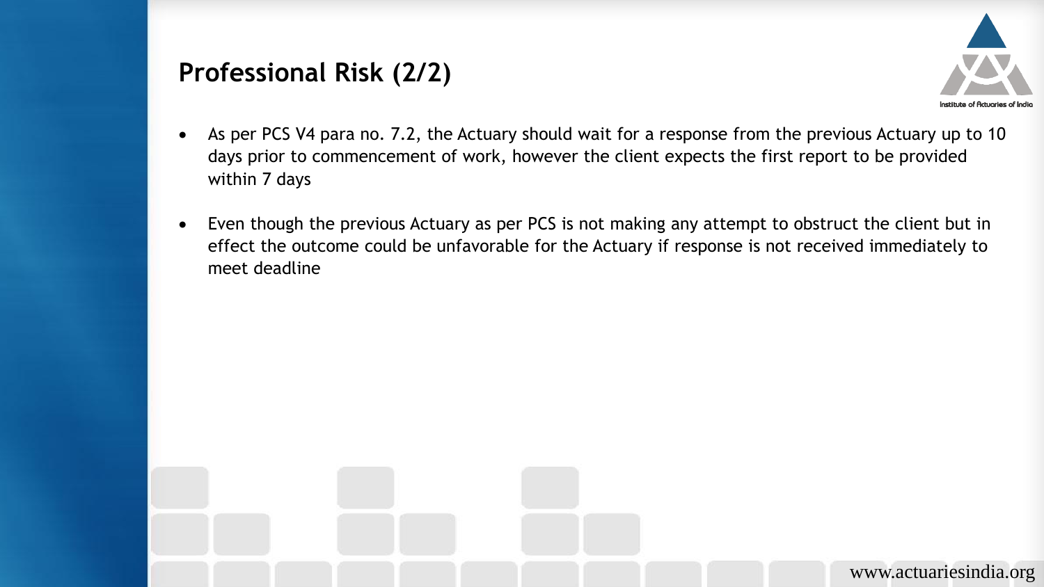## Professional Risk (2/2)

- As per PCS V4 para no. 7.2, the Actuary should wait for a response from the previous Actuary up to 10 days prior to commencement of work, however the client expects the first report to be provided within 7 days
- Even though the previous Actuary as per PCS is not making any attempt to obstruct the client but in effect the outcome could be unfavorable for the Actuary if response is not received immediately to meet deadline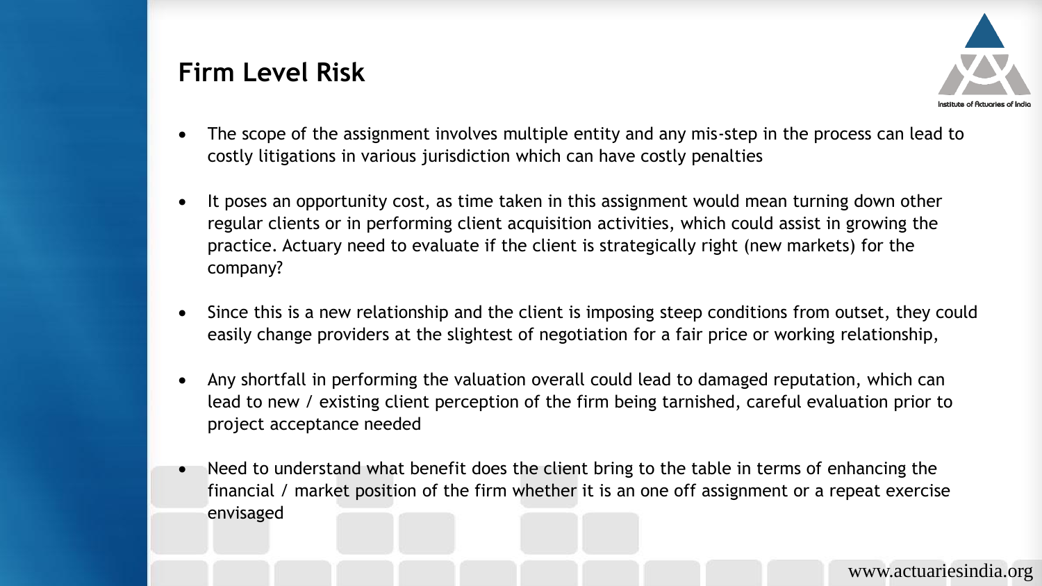## Firm Level Risk

- The scope of the assignment involves multiple entity and any mis-step in the process can lead to costly litigations in various jurisdiction which can have costly penalties

- It poses an opportunity cost, as time taken in this assignment would mean turning down other regular clients or in performing client acquisition activities, which could assist in growing the practice. Actuary need to evaluate if the client is strategically right (new markets) for the company?

- Since this is a new relationship and the client is imposing steep conditions from outset, they could easily change providers at the slightest of negotiation for a fair price or working relationship,

- Any shortfall in performing the valuation overall could lead to damaged reputation, which can lead to new / existing client perception of the firm being tarnished, careful evaluation prior to project acceptance needed

- Need to understand what benefit does the client bring to the table in terms of enhancing the financial / market position of the firm whether it is an one off assignment or a repeat exercise envisaged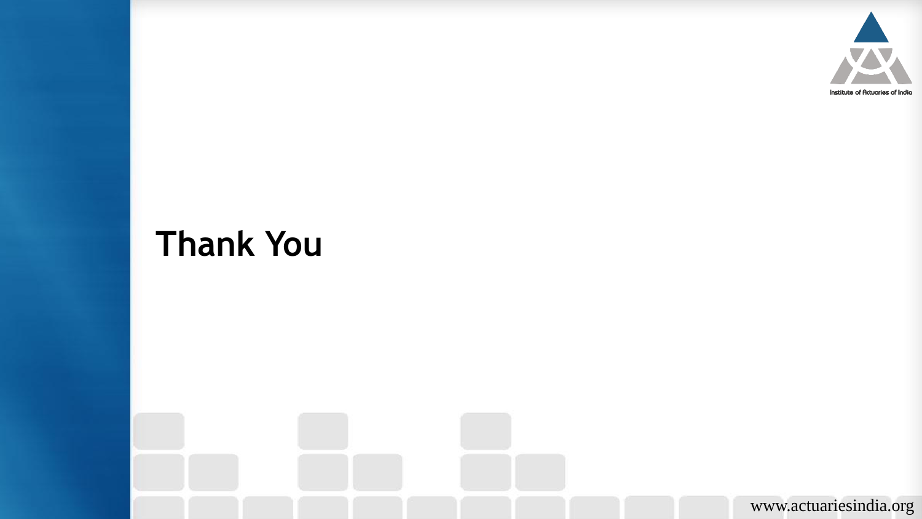# Thank You